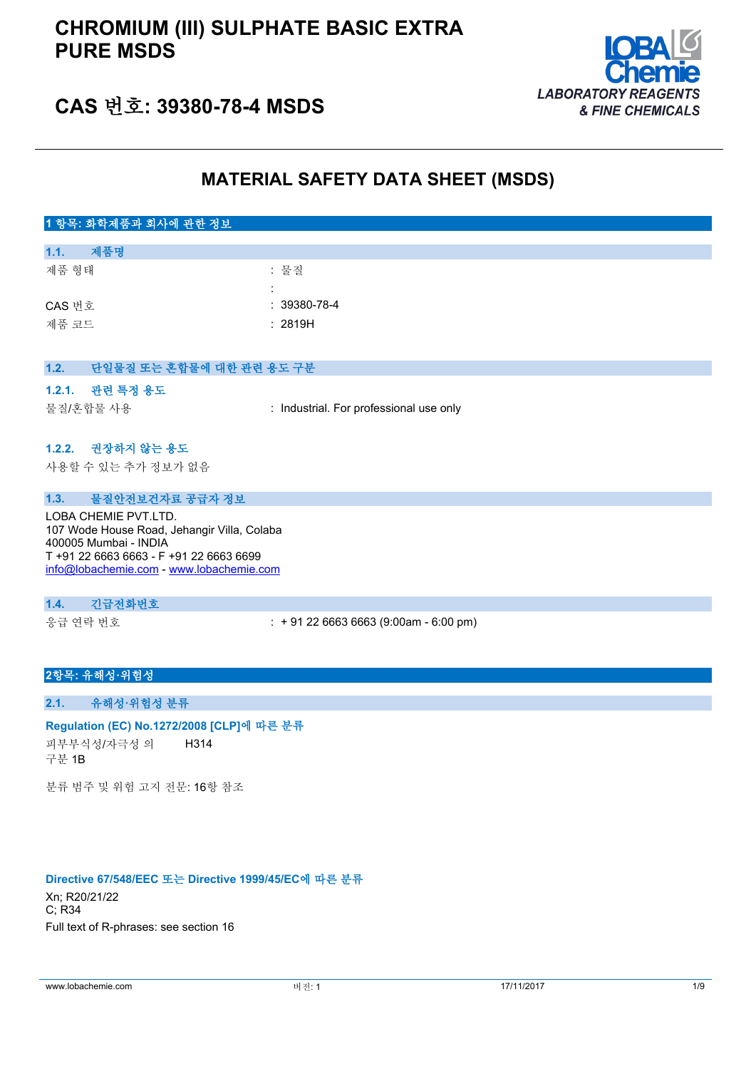# CHROMIUM (III) SULPHATE BASIC EXTRA PURE MSDS

## CAS 번호: 39380-78-4 MSDS

LOBA Chemie
LABORATORY REAGENTS & FINE CHEMICALS

# MATERIAL SAFETY DATA SHEET (MSDS)

## 1 항목: 화학제품과 회사에 관한 정보

### 1.1. 제품명

| | |
|---|---|
| 제품 형태 | : 물질 |
| | : |
| CAS 번호 | : 39380-78-4 |
| 제품 코드 | : 2819H |

### 1.2. 단일물질 또는 혼합물에 대한 관련 용도 구분

#### 1.2.1. 관련 특정 용도

물질/혼합물 사용 : Industrial. For professional use only

#### 1.2.2. 권장하지 않는 용도

사용할 수 있는 추가 정보가 없음

### 1.3. 물질안전보건자료 공급자 정보

LOBA CHEMIE PVT.LTD.
107 Wode House Road, Jehangir Villa, Colaba
400005 Mumbai - INDIA
T +91 22 6663 6663 - F +91 22 6663 6699
info@lobachemie.com - www.lobachemie.com

### 1.4. 긴급전화번호

응급 연락 번호 : + 91 22 6663 6663 (9:00am - 6:00 pm)

## 2항목: 유해성·위험성

### 2.1. 유해성·위험성 분류

**Regulation (EC) No.1272/2008 [CLP]에 따른 분류**

| | |
|---|---|
| 피부부식성/자극성 의 구분 1B | H314 |

분류 범주 및 위험 고지 전문: 16항 참조

**Directive 67/548/EEC 또는 Directive 1999/45/EC에 따른 분류**

Xn; R20/21/22
C; R34
Full text of R-phrases: see section 16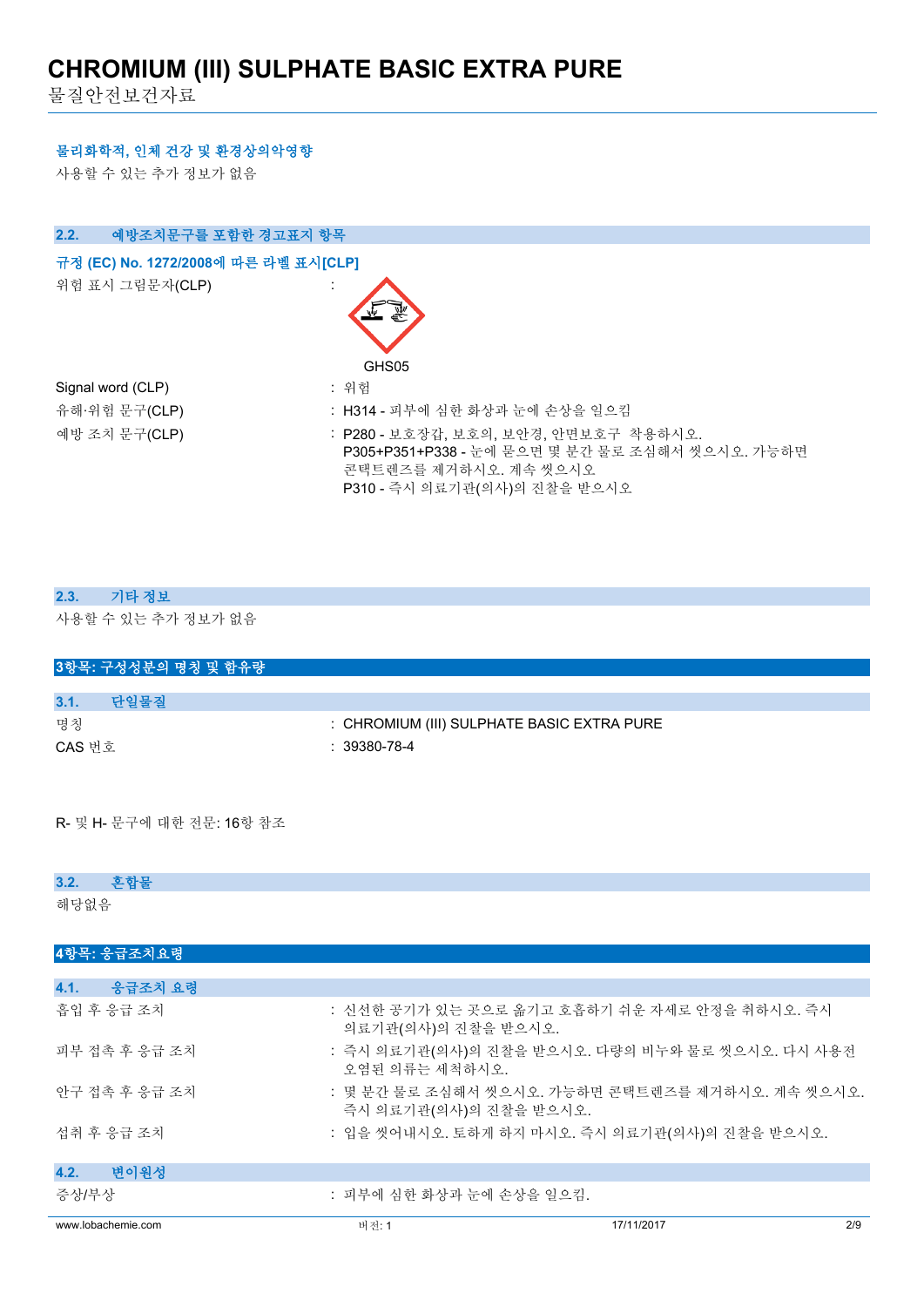### 물리화학적, 인체 건강 및 환경상의악영향

사용할 수 있는 추가 정보가 없음

## 2.2. 예방조치문구를 포함한 경고표지 항목

### 규정 (EC) No. 1272/2008에 따른 라벨 표시[CLP]

| | |
|---|---|
| 위험 표시 그림문자(CLP) | : GHS05 |
| Signal word (CLP) | : 위험 |
| 유해·위험 문구(CLP) | : H314 - 피부에 심한 화상과 눈에 손상을 일으킴 |
| 예방 조치 문구(CLP) | : P280 - 보호장갑, 보호의, 보안경, 안면보호구 착용하시오.<br>P305+P351+P338 - 눈에 묻으면 몇 분간 물로 조심해서 씻으시오. 가능하면 콘택트렌즈를 제거하시오. 계속 씻으시오<br>P310 - 즉시 의료기관(의사)의 진찰을 받으시오 |

## 2.3. 기타 정보

사용할 수 있는 추가 정보가 없음

# 3항목: 구성성분의 명칭 및 함유량

## 3.1. 단일물질

| | |
|---|---|
| 명칭 | : CHROMIUM (III) SULPHATE BASIC EXTRA PURE |
| CAS 번호 | : 39380-78-4 |

R- 및 H- 문구에 대한 전문: 16항 참조

## 3.2. 혼합물

해당없음

# 4항목: 응급조치요령

## 4.1. 응급조치 요령

| | |
|---|---|
| 흡입 후 응급 조치 | : 신선한 공기가 있는 곳으로 옮기고 호흡하기 쉬운 자세로 안정을 취하시오. 즉시 의료기관(의사)의 진찰을 받으시오. |
| 피부 접촉 후 응급 조치 | : 즉시 의료기관(의사)의 진찰을 받으시오. 다량의 비누와 물로 씻으시오. 다시 사용전 오염된 의류는 세척하시오. |
| 안구 접촉 후 응급 조치 | : 몇 분간 물로 조심해서 씻으시오. 가능하면 콘택트렌즈를 제거하시오. 계속 씻으시오. 즉시 의료기관(의사)의 진찰을 받으시오. |
| 섭취 후 응급 조치 | : 입을 씻어내시오. 토하게 하지 마시오. 즉시 의료기관(의사)의 진찰을 받으시오. |

## 4.2. 변이원성

| | |
|---|---|
| 증상/부상 | : 피부에 심한 화상과 눈에 손상을 일으킴. |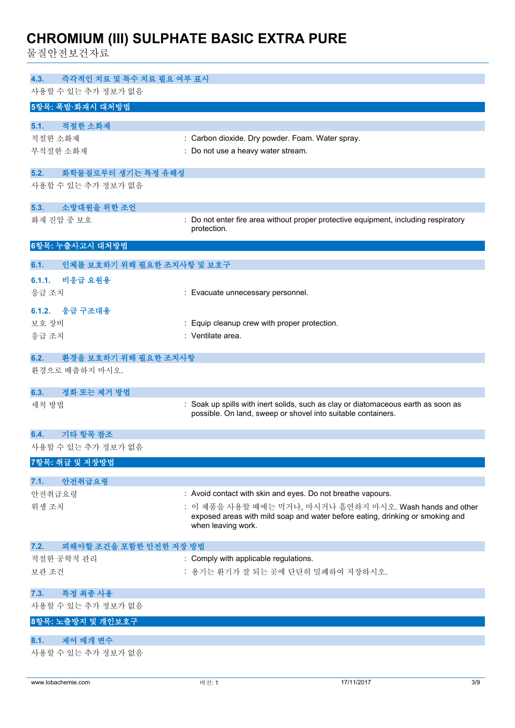### 4.3. 즉각적인 치료 및 특수 치료 필요 여부 표시

사용할 수 있는 추가 정보가 없음

## 5항목: 폭발·화재시 대처방법

### 5.1. 적절한 소화제

적절한 소화제 : Carbon dioxide. Dry powder. Foam. Water spray.

부적절한 소화재 : Do not use a heavy water stream.

### 5.2. 화학물질로부터 생기는 특정 유해성

사용할 수 있는 추가 정보가 없음

### 5.3. 소방대원을 위한 조언

화재 진압 중 보호 : Do not enter fire area without proper protective equipment, including respiratory protection.

## 6항목: 누출사고시 대처방법

### 6.1. 인체를 보호하기 위해 필요한 조치사항 및 보호구

#### 6.1.1. 비응급 요원용

응급 조치 : Evacuate unnecessary personnel.

#### 6.1.2. 응급 구조대용

보호 장비 : Equip cleanup crew with proper protection.

응급 조치 : Ventilate area.

### 6.2. 환경을 보호하기 위해 필요한 조치사항

환경으로 배출하지 마시오.

### 6.3. 정화 또는 제거 방법

세척 방법 : Soak up spills with inert solids, such as clay or diatomaceous earth as soon as possible. On land, sweep or shovel into suitable containers.

### 6.4. 기타 항목 참조

사용할 수 있는 추가 정보가 없음

## 7항목: 취급 및 저장방법

### 7.1. 안전취급요령

안전취급요령 : Avoid contact with skin and eyes. Do not breathe vapours.

위생 조치 : 이 제품을 사용할 때에는 먹거나, 마시거나 흡연하지 마시오. Wash hands and other exposed areas with mild soap and water before eating, drinking or smoking and when leaving work.

### 7.2. 피해야할 조건을 포함한 안전한 저장 방법

적절한 공학적 관리 : Comply with applicable regulations.

보관 조건 : 용기는 환기가 잘 되는 곳에 단단히 밀폐하여 저장하시오.

### 7.3. 특정 최종 사용

사용할 수 있는 추가 정보가 없음

## 8항목: 노출방지 및 개인보호구

### 8.1. 제어 매개 변수

사용할 수 있는 추가 정보가 없음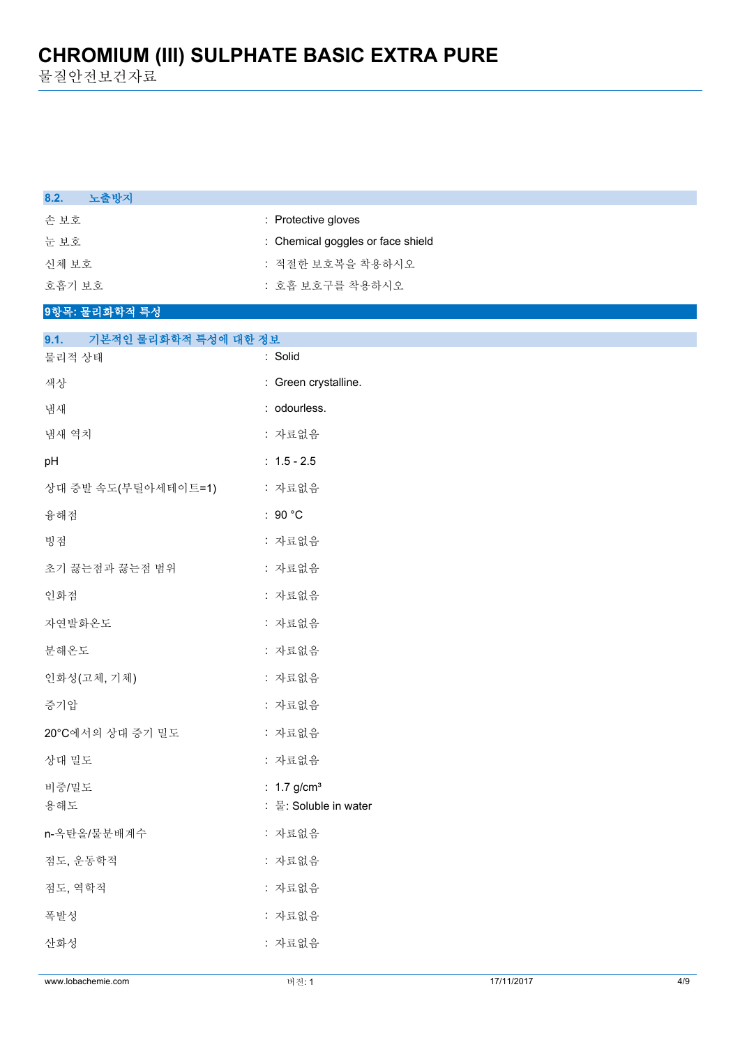### 8.2. 노출방지

| | |
|---|---|
| 손 보호 | : Protective gloves |
| 눈 보호 | : Chemical goggles or face shield |
| 신체 보호 | : 적절한 보호복을 착용하시오 |
| 호흡기 보호 | : 호흡 보호구를 착용하시오 |

## 9항목: 물리화학적 특성

### 9.1. 기본적인 물리화학적 특성에 대한 정보

| | |
|---|---|
| 물리적 상태 | : Solid |
| 색상 | : Green crystalline. |
| 냄새 | : odourless. |
| 냄새 역치 | : 자료없음 |
| pH | : 1.5 - 2.5 |
| 상대 증발 속도(부틸아세테이트=1) | : 자료없음 |
| 융해점 | : 90 °C |
| 빙점 | : 자료없음 |
| 초기 끓는점과 끓는점 범위 | : 자료없음 |
| 인화점 | : 자료없음 |
| 자연발화온도 | : 자료없음 |
| 분해온도 | : 자료없음 |
| 인화성(고체, 기체) | : 자료없음 |
| 증기압 | : 자료없음 |
| 20°C에서의 상대 증기 밀도 | : 자료없음 |
| 상대 밀도 | : 자료없음 |
| 비중/밀도 | : 1.7 g/cm³ |
| 용해도 | : 물: Soluble in water |
| n-옥탄올/물분배계수 | : 자료없음 |
| 점도, 운동학적 | : 자료없음 |
| 점도, 역학적 | : 자료없음 |
| 폭발성 | : 자료없음 |
| 산화성 | : 자료없음 |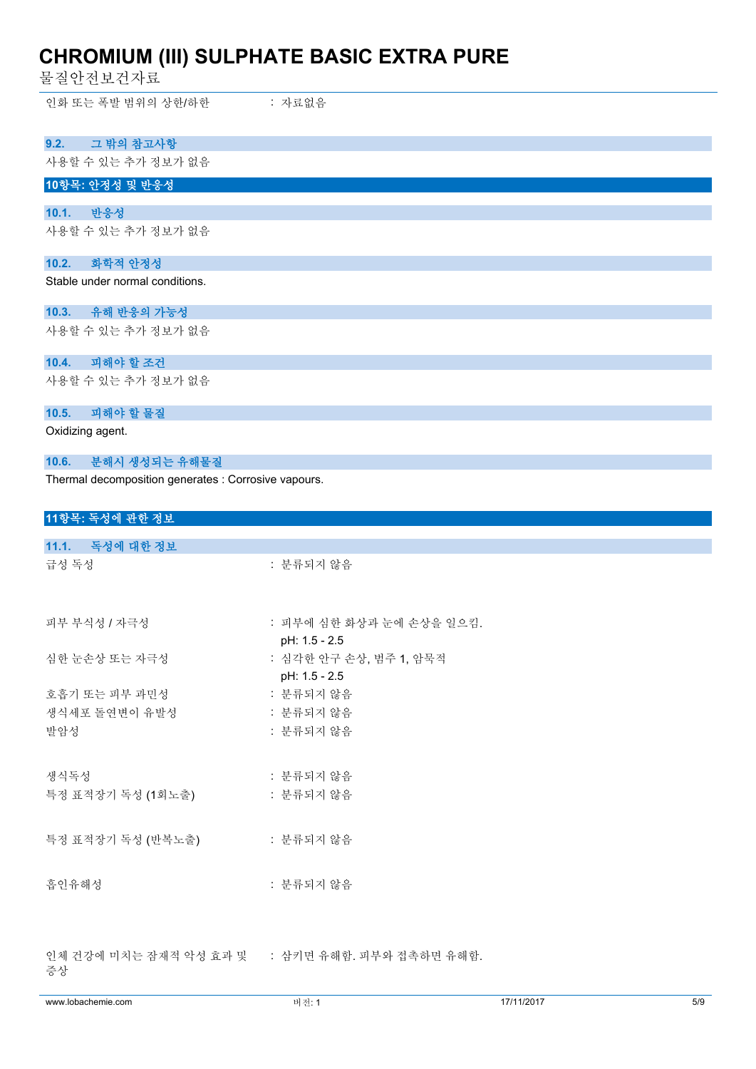인화 또는 폭발 범위의 상한/하한 : 자료없음

### 9.2. 그 밖의 참고사항

사용할 수 있는 추가 정보가 없음

## 10항목: 안정성 및 반응성

### 10.1. 반응성

사용할 수 있는 추가 정보가 없음

### 10.2. 화학적 안정성

Stable under normal conditions.

### 10.3. 유해 반응의 가능성

사용할 수 있는 추가 정보가 없음

### 10.4. 피해야 할 조건

사용할 수 있는 추가 정보가 없음

### 10.5. 피해야 할 물질

Oxidizing agent.

### 10.6. 분해시 생성되는 유해물질

Thermal decomposition generates : Corrosive vapours.

## 11항목: 독성에 관한 정보

### 11.1. 독성에 대한 정보

| | |
|---|---|
| 급성 독성 | : 분류되지 않음 |
| 피부 부식성 / 자극성 | : 피부에 심한 화상과 눈에 손상을 일으킴.<br>pH: 1.5 - 2.5 |
| 심한 눈손상 또는 자극성 | : 심각한 안구 손상, 범주 1, 암묵적<br>pH: 1.5 - 2.5 |
| 호흡기 또는 피부 과민성 | : 분류되지 않음 |
| 생식세포 돌연변이 유발성 | : 분류되지 않음 |
| 발암성 | : 분류되지 않음 |
| 생식독성 | : 분류되지 않음 |
| 특정 표적장기 독성 (1회노출) | : 분류되지 않음 |
| 특정 표적장기 독성 (반복노출) | : 분류되지 않음 |
| 흡인유해성 | : 분류되지 않음 |
| 인체 건강에 미치는 잠재적 악성 효과 및 증상 | : 삼키면 유해함. 피부와 접촉하면 유해함. |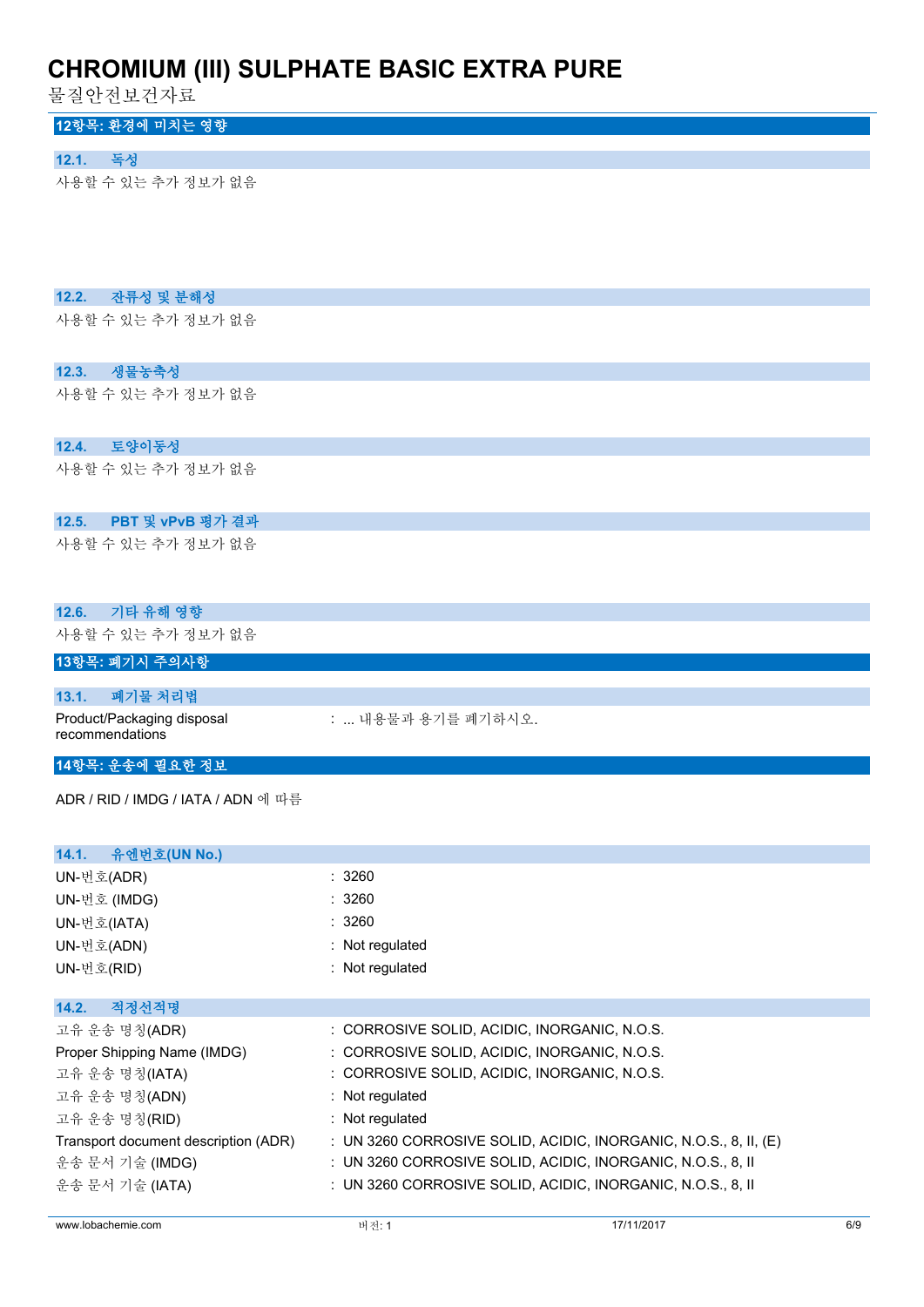## 12항목: 환경에 미치는 영향

### 12.1. 독성

사용할 수 있는 추가 정보가 없음

### 12.2. 잔류성 및 분해성

사용할 수 있는 추가 정보가 없음

### 12.3. 생물농축성

사용할 수 있는 추가 정보가 없음

### 12.4. 토양이동성

사용할 수 있는 추가 정보가 없음

### 12.5. PBT 및 vPvB 평가 결과

사용할 수 있는 추가 정보가 없음

### 12.6. 기타 유해 영향

사용할 수 있는 추가 정보가 없음

## 13항목: 폐기시 주의사항

### 13.1. 폐기물 처리법

| | |
|---|---|
| Product/Packaging disposal recommendations | : ... 내용물과 용기를 폐기하시오. |

## 14항목: 운송에 필요한 정보

ADR / RID / IMDG / IATA / ADN 에 따름

### 14.1. 유엔번호(UN No.)

| | |
|---|---|
| UN-번호(ADR) | : 3260 |
| UN-번호 (IMDG) | : 3260 |
| UN-번호(IATA) | : 3260 |
| UN-번호(ADN) | : Not regulated |
| UN-번호(RID) | : Not regulated |

### 14.2. 적정선적명

| | |
|---|---|
| 고유 운송 명칭(ADR) | : CORROSIVE SOLID, ACIDIC, INORGANIC, N.O.S. |
| Proper Shipping Name (IMDG) | : CORROSIVE SOLID, ACIDIC, INORGANIC, N.O.S. |
| 고유 운송 명칭(IATA) | : CORROSIVE SOLID, ACIDIC, INORGANIC, N.O.S. |
| 고유 운송 명칭(ADN) | : Not regulated |
| 고유 운송 명칭(RID) | : Not regulated |
| Transport document description (ADR) | : UN 3260 CORROSIVE SOLID, ACIDIC, INORGANIC, N.O.S., 8, II, (E) |
| 운송 문서 기술 (IMDG) | : UN 3260 CORROSIVE SOLID, ACIDIC, INORGANIC, N.O.S., 8, II |
| 운송 문서 기술 (IATA) | : UN 3260 CORROSIVE SOLID, ACIDIC, INORGANIC, N.O.S., 8, II |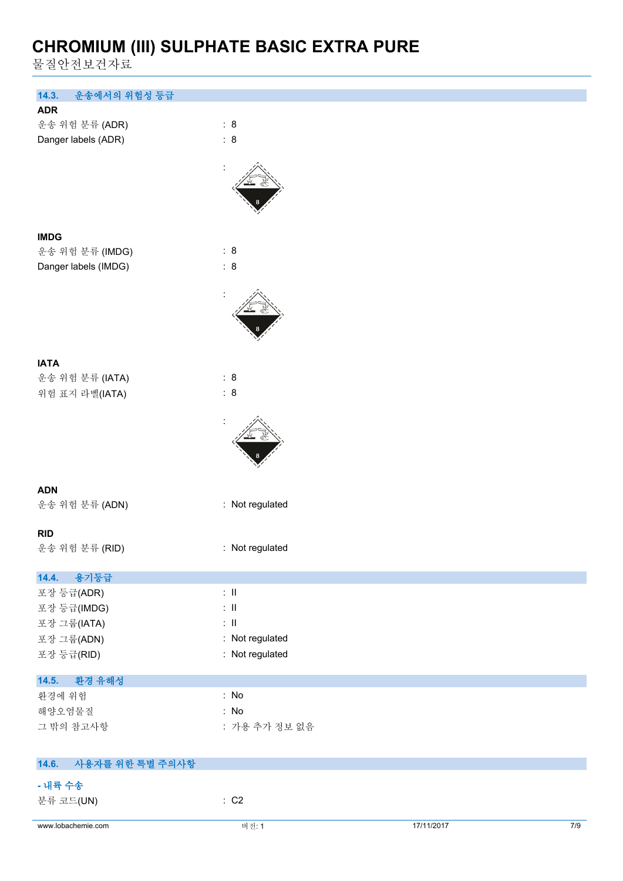### 14.3. 운송에서의 위험성 등급

**ADR**

운송 위험 분류 (ADR) : 8

Danger labels (ADR) : 8

:

**IMDG**

운송 위험 분류 (IMDG) : 8

Danger labels (IMDG) : 8

:

**IATA**

운송 위험 분류 (IATA) : 8

위험 표지 라벨(IATA) : 8

:

**ADN**

운송 위험 분류 (ADN) : Not regulated

**RID**

운송 위험 분류 (RID) : Not regulated

### 14.4. 용기등급

포장 등급(ADR) : II

포장 등급(IMDG) : II

포장 그룹(IATA) : II

포장 그룹(ADN) : Not regulated

포장 등급(RID) : Not regulated

### 14.5. 환경 유해성

환경에 위험 : No

해양오염물질 : No

그 밖의 참고사항 : 가용 추가 정보 없음

### 14.6. 사용자를 위한 특별 주의사항

**- 내륙 수송**

분류 코드(UN) : C2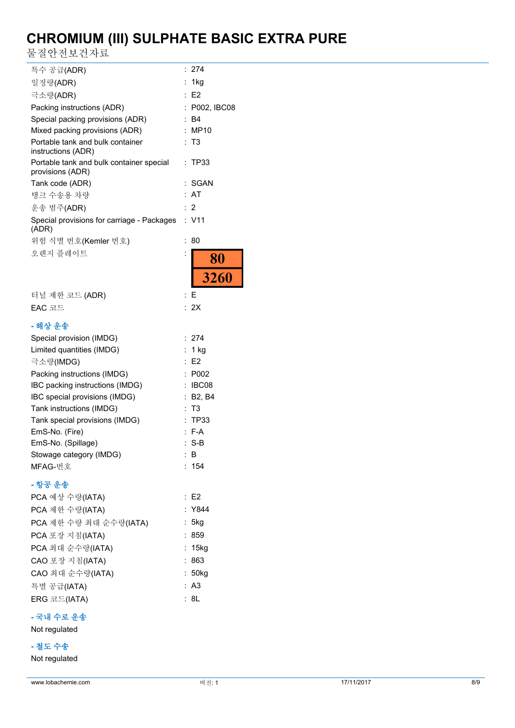| | |
|---|---|
| 특수 공급(ADR) | : 274 |
| 일정량(ADR) | : 1kg |
| 극소량(ADR) | : E2 |
| Packing instructions (ADR) | : P002, IBC08 |
| Special packing provisions (ADR) | : B4 |
| Mixed packing provisions (ADR) | : MP10 |
| Portable tank and bulk container instructions (ADR) | : T3 |
| Portable tank and bulk container special provisions (ADR) | : TP33 |
| Tank code (ADR) | : SGAN |
| 탱크 수송용 차량 | : AT |
| 운송 범주(ADR) | : 2 |
| Special provisions for carriage - Packages (ADR) | : V11 |
| 위험 식별 번호(Kemler 번호) | : 80 |
| 오렌지 플레이트 | : 80 / 3260 |
| 터널 제한 코드 (ADR) | : E |
| EAC 코드 | : 2X |

**- 해상 운송**

| | |
|---|---|
| Special provision (IMDG) | : 274 |
| Limited quantities (IMDG) | : 1 kg |
| 극소량(IMDG) | : E2 |
| Packing instructions (IMDG) | : P002 |
| IBC packing instructions (IMDG) | : IBC08 |
| IBC special provisions (IMDG) | : B2, B4 |
| Tank instructions (IMDG) | : T3 |
| Tank special provisions (IMDG) | : TP33 |
| EmS-No. (Fire) | : F-A |
| EmS-No. (Spillage) | : S-B |
| Stowage category (IMDG) | : B |
| MFAG-번호 | : 154 |

**- 항공 운송**

| | |
|---|---|
| PCA 예상 수량(IATA) | : E2 |
| PCA 제한 수량(IATA) | : Y844 |
| PCA 제한 수량 최대 순수량(IATA) | : 5kg |
| PCA 포장 지침(IATA) | : 859 |
| PCA 최대 순수량(IATA) | : 15kg |
| CAO 포장 지침(IATA) | : 863 |
| CAO 최대 순수량(IATA) | : 50kg |
| 특별 공급(IATA) | : A3 |
| ERG 코드(IATA) | : 8L |

**- 국내 수로 운송**

Not regulated

**- 철도 수송**

Not regulated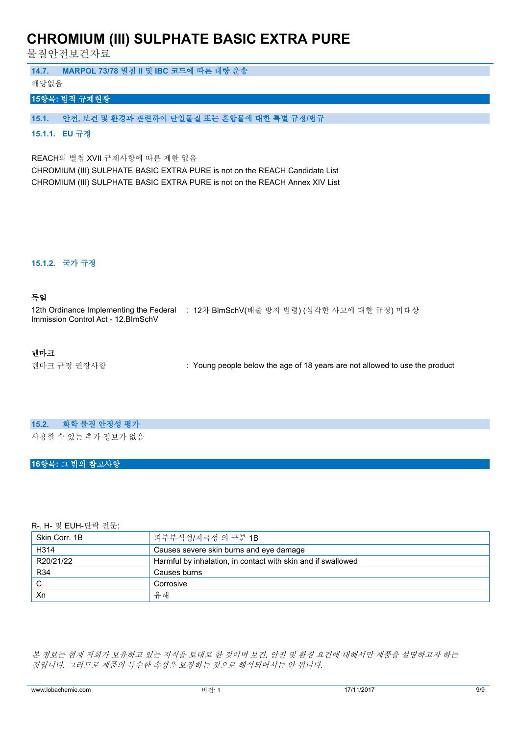### 14.7. MARPOL 73/78 별첨 II 및 IBC 코드에 따른 대량 운송

해당없음

## 15항목: 법적 규제현황

### 15.1. 안전, 보건 및 환경과 관련하여 단일물질 또는 혼합물에 대한 특별 규정/법규

#### 15.1.1. EU 규정

REACH의 별첨 XVII 규제사항에 따른 제한 없음

CHROMIUM (III) SULPHATE BASIC EXTRA PURE is not on the REACH Candidate List

CHROMIUM (III) SULPHATE BASIC EXTRA PURE is not on the REACH Annex XIV List

#### 15.1.2. 국가 규정

**독일**

12th Ordinance Implementing the Federal Immission Control Act - 12.BImSchV : 12차 BImSchV(배출 방지 법령) (심각한 사고에 대한 규정) 미대상

**덴마크**

덴마크 규정 권장사항 : Young people below the age of 18 years are not allowed to use the product

### 15.2. 화학 물질 안정성 평가

사용할 수 있는 추가 정보가 없음

## 16항목: 그 밖의 참고사항

R-, H- 및 EUH-단락 전문:

| | |
|---|---|
| Skin Corr. 1B | 피부부식성/자극성 의 구분 1B |
| H314 | Causes severe skin burns and eye damage |
| R20/21/22 | Harmful by inhalation, in contact with skin and if swallowed |
| R34 | Causes burns |
| C | Corrosive |
| Xn | 유해 |

*본 정보는 현재 저희가 보유하고 있는 지식을 토대로 한 것이며 보건, 안전 및 환경 요건에 대해서만 제품을 설명하고자 하는 것입니다. 그러므로 제품의 특수한 속성을 보장하는 것으로 해석되어서는 안 됩니다.*